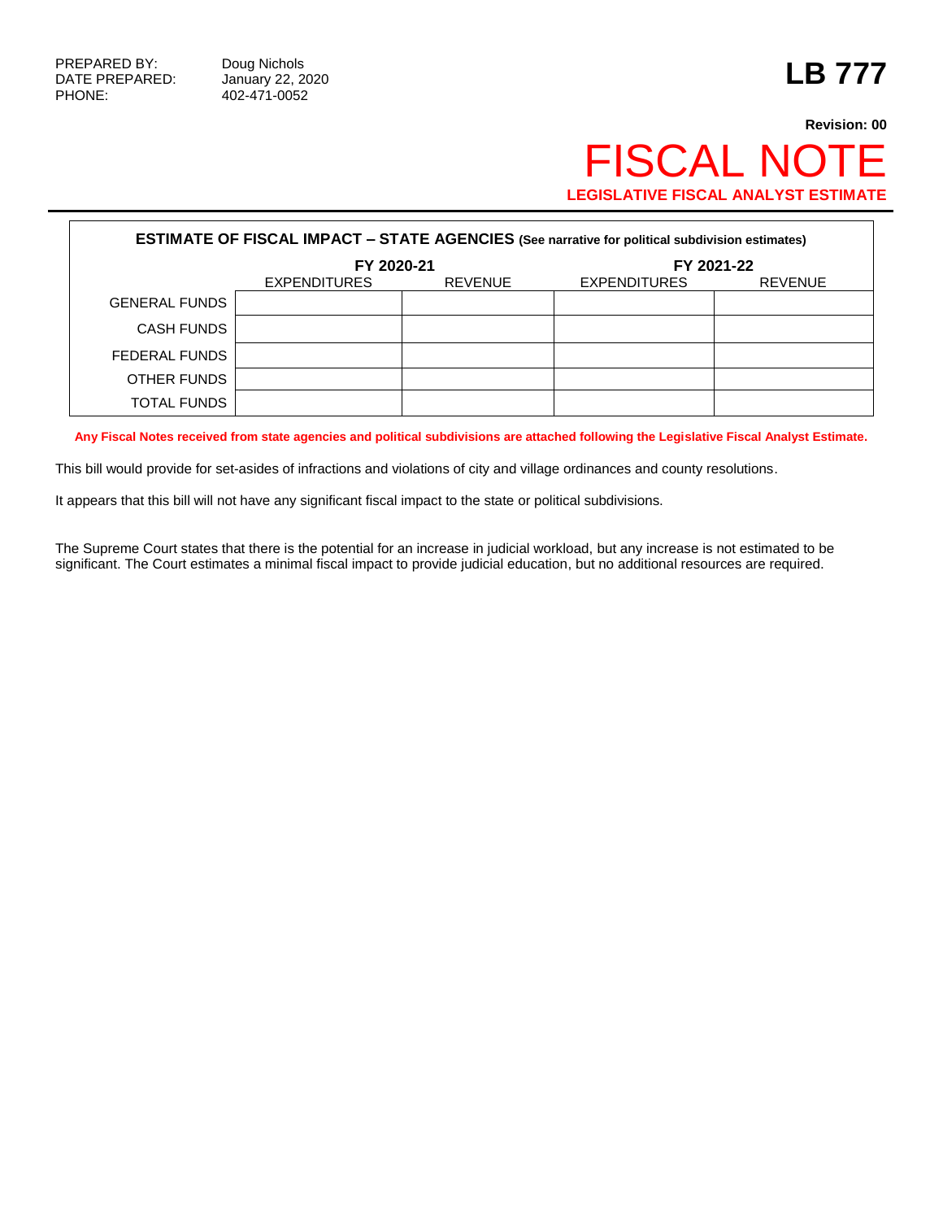PREPARED BY: Doug Nichols
DATE PREPARED: January 22, 2020
PHONE: 402-471-0052

# LB 777

**Revision: 00**

# FISCAL NOTE

**LEGISLATIVE FISCAL ANALYST ESTIMATE**

**ESTIMATE OF FISCAL IMPACT – STATE AGENCIES (See narrative for political subdivision estimates)**

| | FY 2020-21 | | FY 2021-22 | |
|---|---|---|---|---|
| | EXPENDITURES | REVENUE | EXPENDITURES | REVENUE |
| GENERAL FUNDS | | | | |
| CASH FUNDS | | | | |
| FEDERAL FUNDS | | | | |
| OTHER FUNDS | | | | |
| TOTAL FUNDS | | | | |

**Any Fiscal Notes received from state agencies and political subdivisions are attached following the Legislative Fiscal Analyst Estimate.**

This bill would provide for set-asides of infractions and violations of city and village ordinances and county resolutions.

It appears that this bill will not have any significant fiscal impact to the state or political subdivisions.

The Supreme Court states that there is the potential for an increase in judicial workload, but any increase is not estimated to be significant. The Court estimates a minimal fiscal impact to provide judicial education, but no additional resources are required.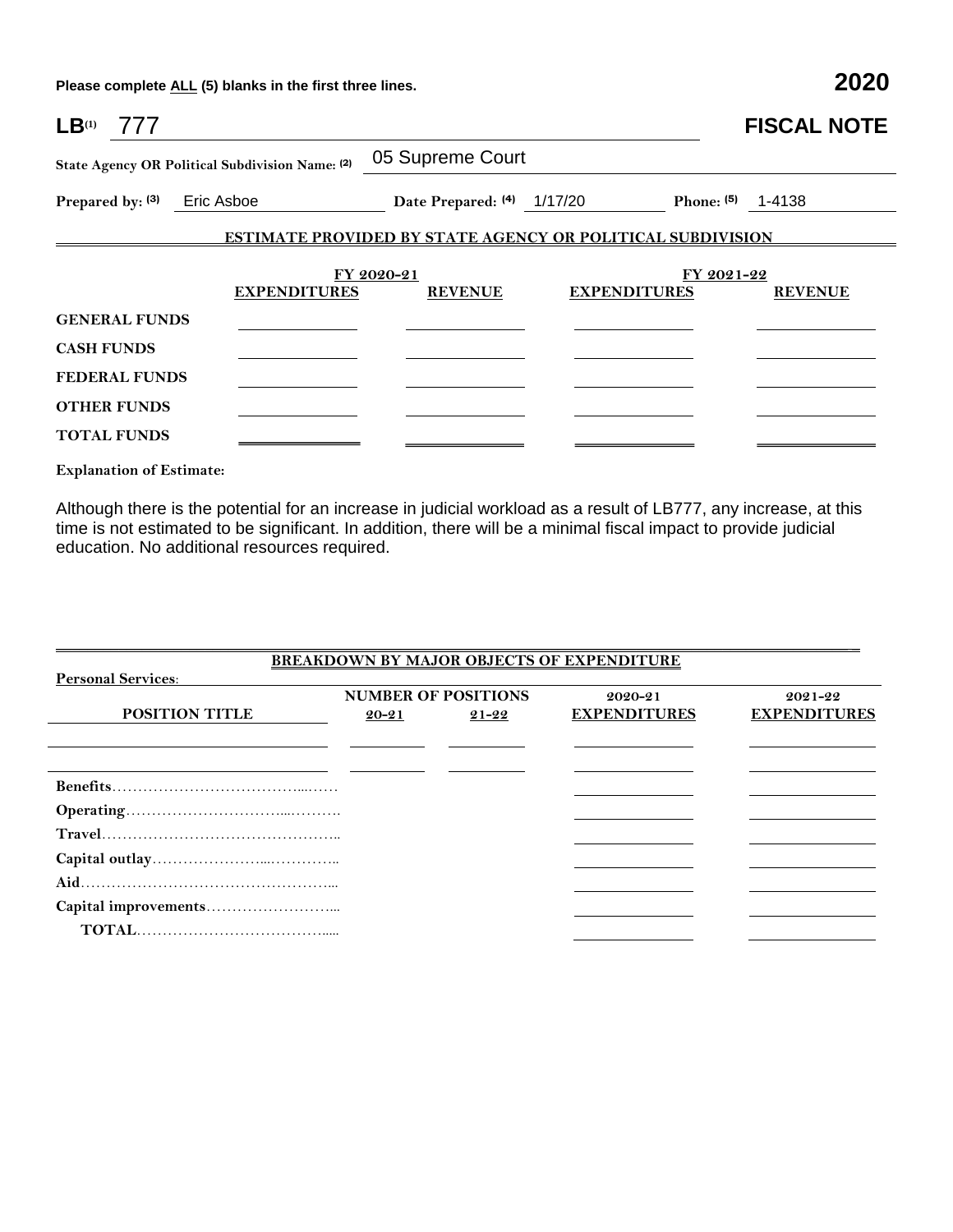Please complete ALL (5) blanks in the first three lines.

**2020**

# LB[1] 777 — FISCAL NOTE

**State Agency OR Political Subdivision Name:** [2] 05 Supreme Court

**Prepared by:** [3] Eric Asboe  **Date Prepared:** [4] 1/17/20  **Phone:** [5] 1-4138

## ESTIMATE PROVIDED BY STATE AGENCY OR POLITICAL SUBDIVISION

| | FY 2020-21 | | FY 2021-22 | |
|---|---|---|---|---|
| | **EXPENDITURES** | **REVENUE** | **EXPENDITURES** | **REVENUE** |
| **GENERAL FUNDS** | | | | |
| **CASH FUNDS** | | | | |
| **FEDERAL FUNDS** | | | | |
| **OTHER FUNDS** | | | | |
| **TOTAL FUNDS** | | | | |

**Explanation of Estimate:**

Although there is the potential for an increase in judicial workload as a result of LB777, any increase, at this time is not estimated to be significant. In addition, there will be a minimal fiscal impact to provide judicial education. No additional resources required.

## BREAKDOWN BY MAJOR OBJECTS OF EXPENDITURE

**Personal Services:**

| POSITION TITLE | NUMBER OF POSITIONS 20-21 | NUMBER OF POSITIONS 21-22 | 2020-21 EXPENDITURES | 2021-22 EXPENDITURES |
|---|---|---|---|---|
| | | | | |
| | | | | |
| **Benefits** | | | | |
| **Operating** | | | | |
| **Travel** | | | | |
| **Capital outlay** | | | | |
| **Aid** | | | | |
| **Capital improvements** | | | | |
| **TOTAL** | | | | |